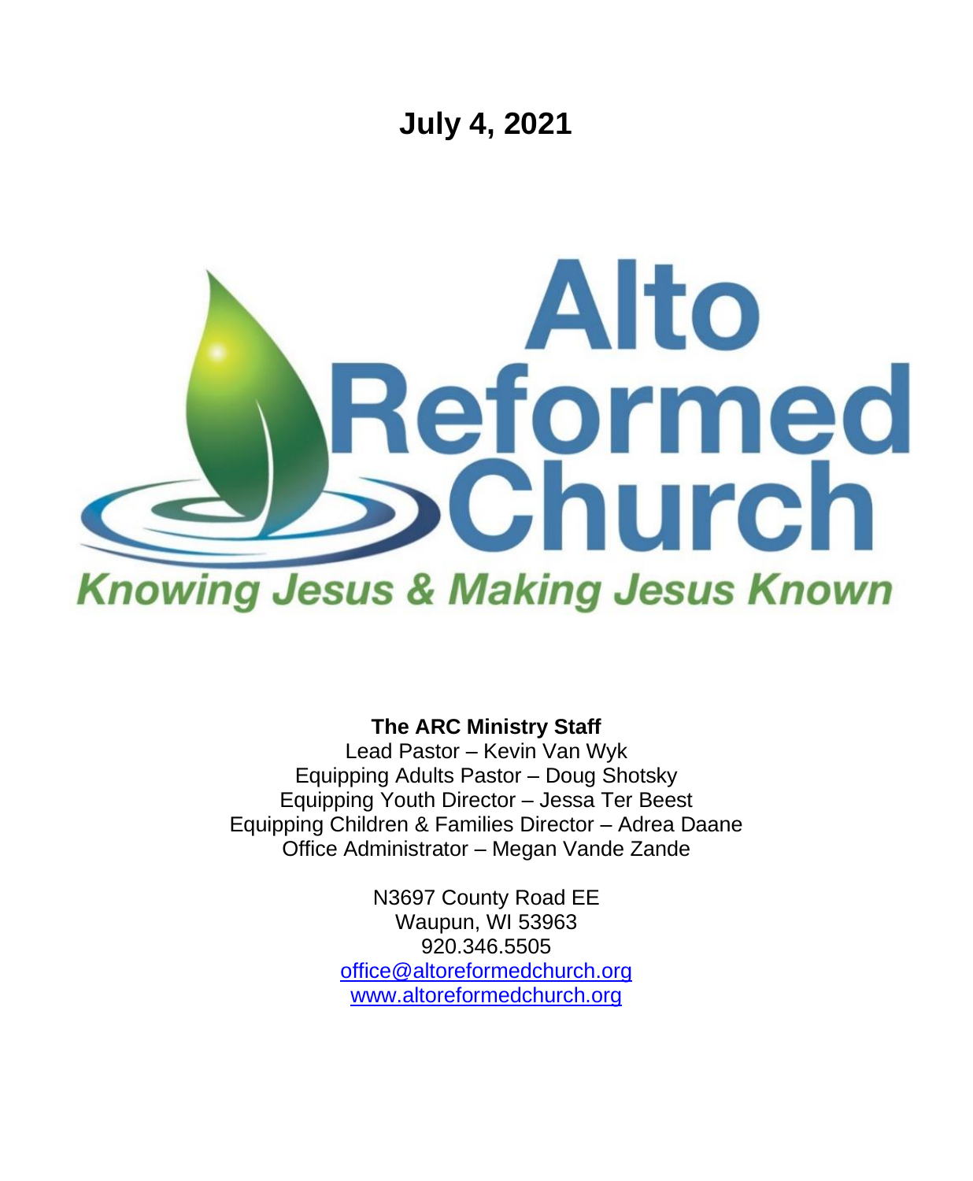# July 4, 2021

# Alto Reformed Church

*Knowing Jesus & Making Jesus Known*

**The ARC Ministry Staff**

Lead Pastor – Kevin Van Wyk
Equipping Adults Pastor – Doug Shotsky
Equipping Youth Director – Jessa Ter Beest
Equipping Children & Families Director – Adrea Daane
Office Administrator – Megan Vande Zande

N3697 County Road EE
Waupun, WI 53963
920.346.5505
office@altoreformedchurch.org
www.altoreformedchurch.org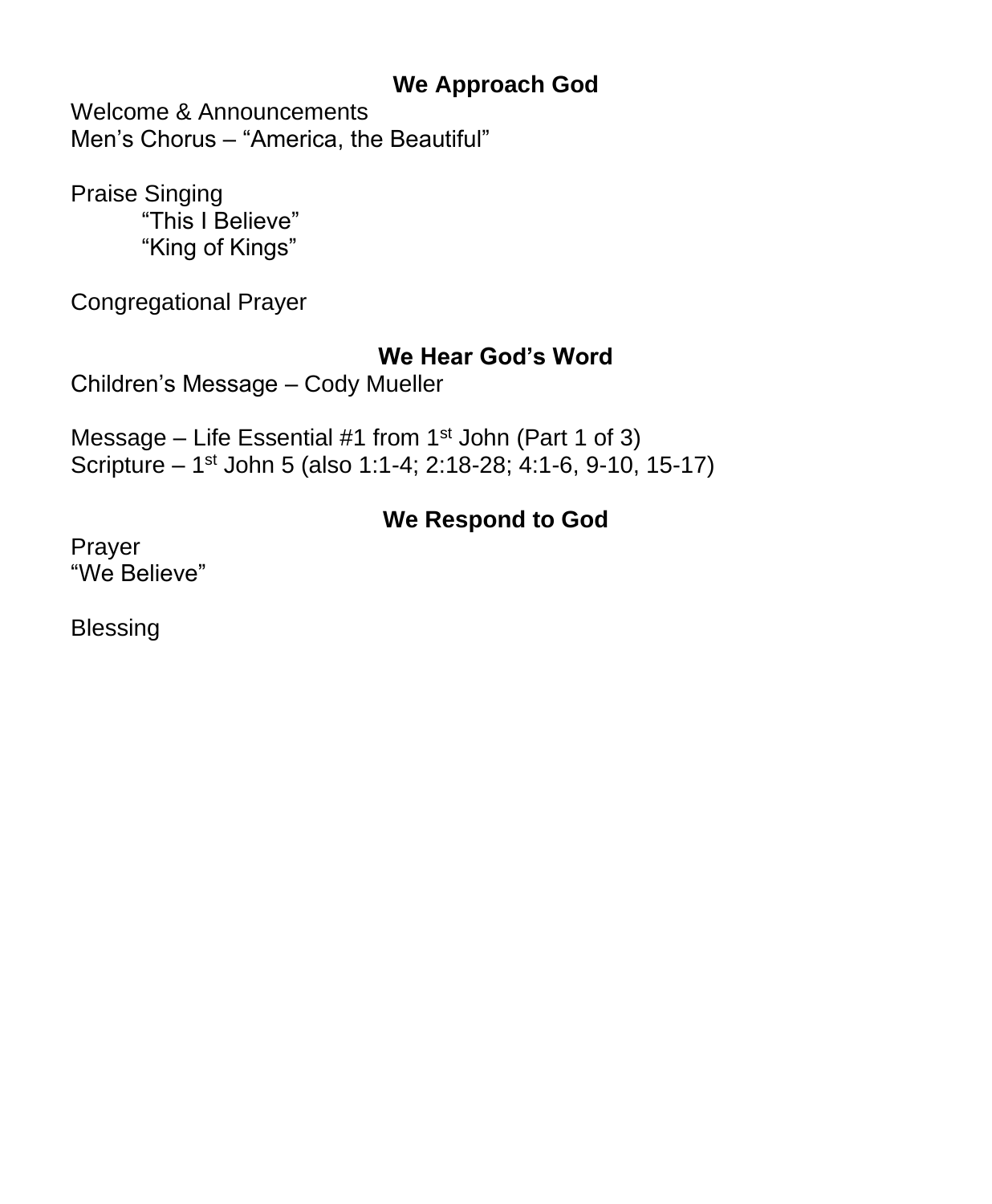## We Approach God

Welcome & Announcements
Men's Chorus – "America, the Beautiful"

Praise Singing
"This I Believe"
"King of Kings"

Congregational Prayer

## We Hear God's Word

Children's Message – Cody Mueller

Message – Life Essential #1 from 1st John (Part 1 of 3)
Scripture – 1st John 5 (also 1:1-4; 2:18-28; 4:1-6, 9-10, 15-17)

## We Respond to God

Prayer
"We Believe"

Blessing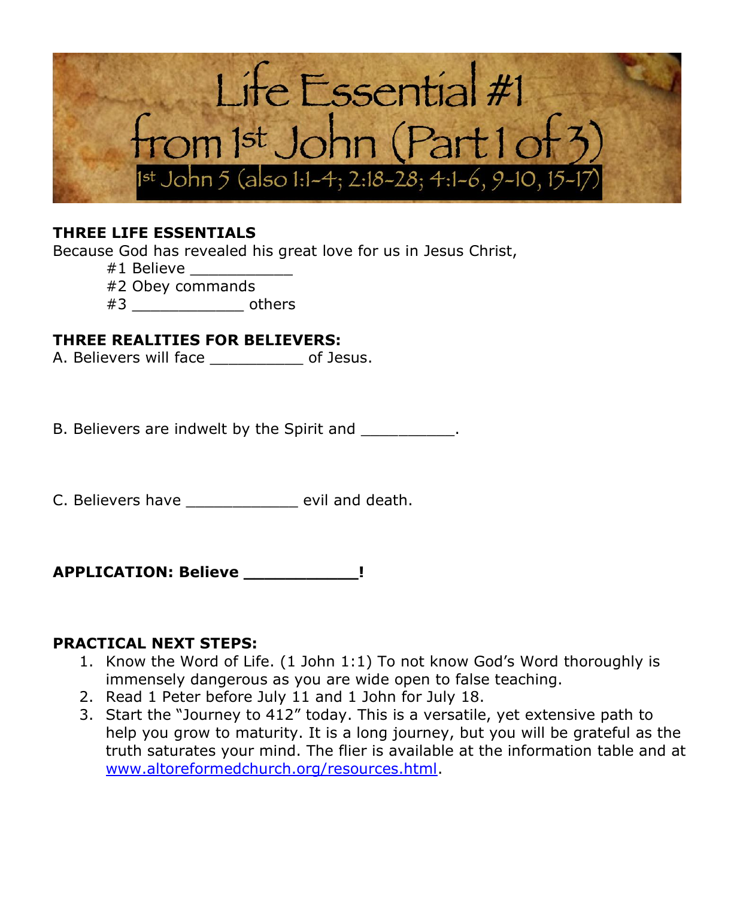# Life Essential #1 from 1st John (Part 1 of 3)

## 1st John 5 (also 1:1-4; 2:18-28; 4:1-6, 9-10, 15-17)

**THREE LIFE ESSENTIALS**

Because God has revealed his great love for us in Jesus Christ,

#1 Believe ___________

#2 Obey commands

#3 ____________ others

**THREE REALITIES FOR BELIEVERS:**

A. Believers will face __________ of Jesus.

B. Believers are indwelt by the Spirit and __________.

C. Believers have ____________ evil and death.

**APPLICATION: Believe ___________!**

**PRACTICAL NEXT STEPS:**

1. Know the Word of Life. (1 John 1:1) To not know God's Word thoroughly is immensely dangerous as you are wide open to false teaching.
2. Read 1 Peter before July 11 and 1 John for July 18.
3. Start the "Journey to 412" today. This is a versatile, yet extensive path to help you grow to maturity. It is a long journey, but you will be grateful as the truth saturates your mind. The flier is available at the information table and at www.altoreformedchurch.org/resources.html.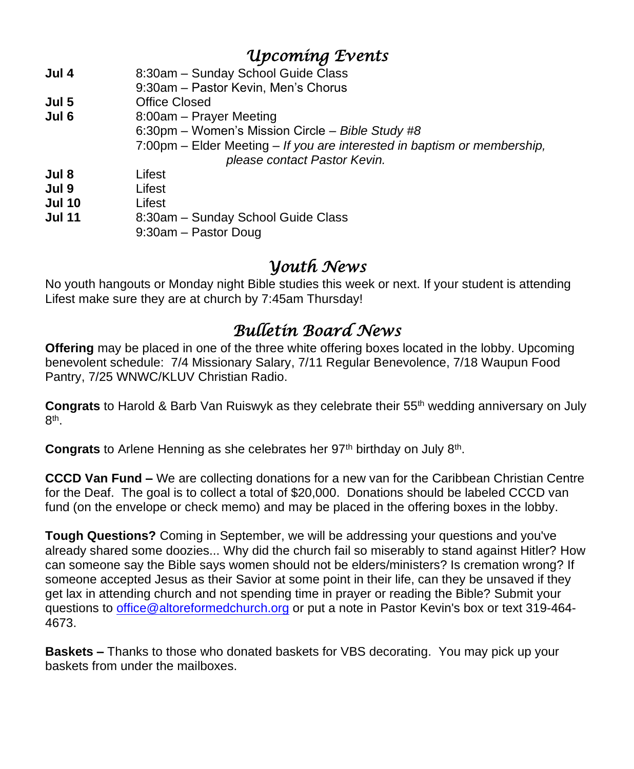## *Upcoming Events*

| | |
|---|---|
| **Jul 4** | 8:30am – Sunday School Guide Class |
| | 9:30am – Pastor Kevin, Men's Chorus |
| **Jul 5** | Office Closed |
| **Jul 6** | 8:00am – Prayer Meeting |
| | 6:30pm – Women's Mission Circle – *Bible Study #8* |
| | 7:00pm – Elder Meeting – *If you are interested in baptism or membership, please contact Pastor Kevin.* |
| **Jul 8** | Lifest |
| **Jul 9** | Lifest |
| **Jul 10** | Lifest |
| **Jul 11** | 8:30am – Sunday School Guide Class |
| | 9:30am – Pastor Doug |

## *Youth News*

No youth hangouts or Monday night Bible studies this week or next. If your student is attending Lifest make sure they are at church by 7:45am Thursday!

## *Bulletin Board News*

**Offering** may be placed in one of the three white offering boxes located in the lobby. Upcoming benevolent schedule: 7/4 Missionary Salary, 7/11 Regular Benevolence, 7/18 Waupun Food Pantry, 7/25 WNWC/KLUV Christian Radio.

**Congrats** to Harold & Barb Van Ruiswyk as they celebrate their 55th wedding anniversary on July 8th.

**Congrats** to Arlene Henning as she celebrates her 97th birthday on July 8th.

**CCCD Van Fund –** We are collecting donations for a new van for the Caribbean Christian Centre for the Deaf. The goal is to collect a total of $20,000. Donations should be labeled CCCD van fund (on the envelope or check memo) and may be placed in the offering boxes in the lobby.

**Tough Questions?** Coming in September, we will be addressing your questions and you've already shared some doozies... Why did the church fail so miserably to stand against Hitler? How can someone say the Bible says women should not be elders/ministers? Is cremation wrong? If someone accepted Jesus as their Savior at some point in their life, can they be unsaved if they get lax in attending church and not spending time in prayer or reading the Bible? Submit your questions to office@altoreformedchurch.org or put a note in Pastor Kevin's box or text 319-464-4673.

**Baskets –** Thanks to those who donated baskets for VBS decorating. You may pick up your baskets from under the mailboxes.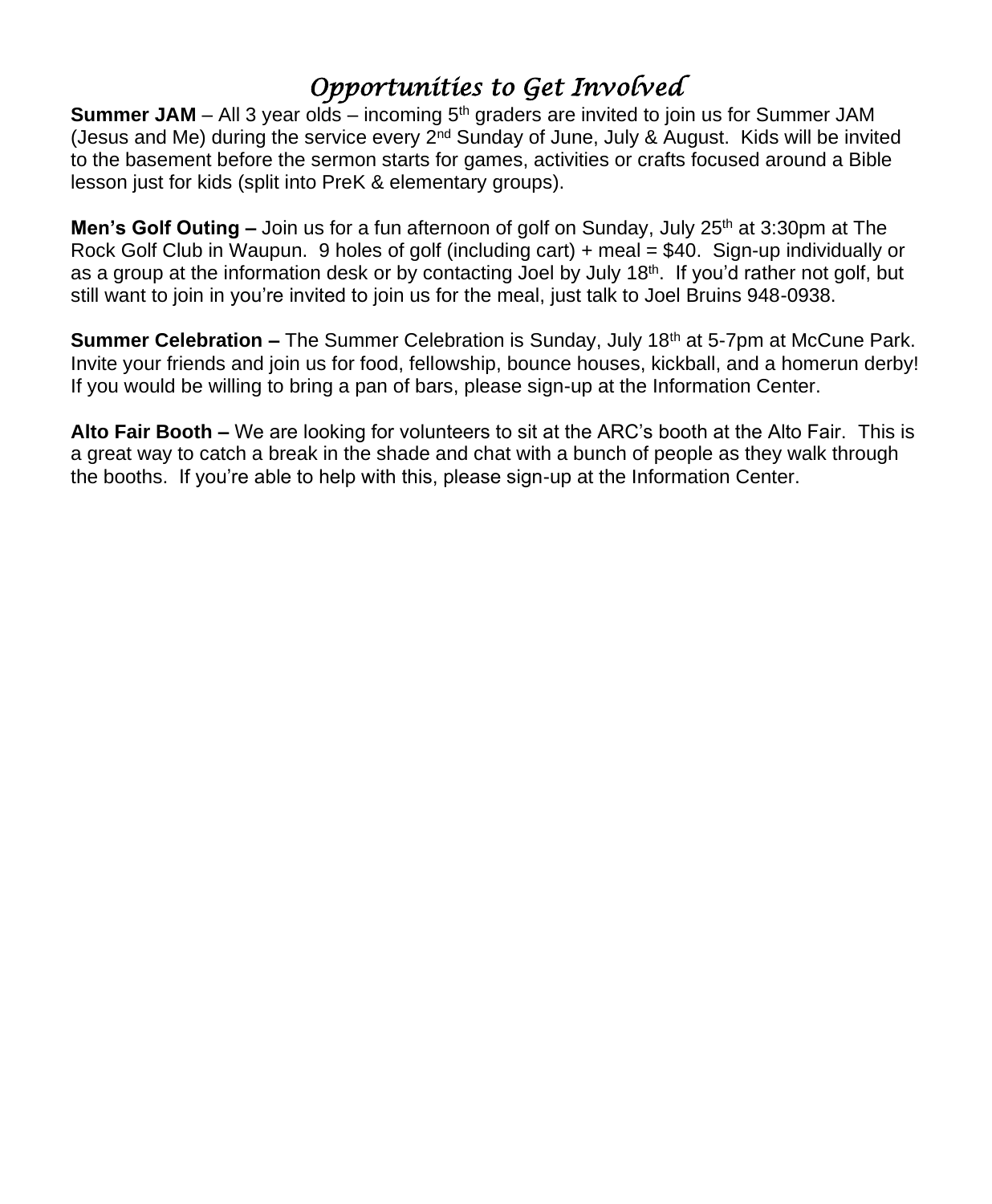# *Opportunities to Get Involved*

**Summer JAM** – All 3 year olds – incoming 5th graders are invited to join us for Summer JAM (Jesus and Me) during the service every 2nd Sunday of June, July & August. Kids will be invited to the basement before the sermon starts for games, activities or crafts focused around a Bible lesson just for kids (split into PreK & elementary groups).

**Men's Golf Outing –** Join us for a fun afternoon of golf on Sunday, July 25th at 3:30pm at The Rock Golf Club in Waupun. 9 holes of golf (including cart) + meal = $40. Sign-up individually or as a group at the information desk or by contacting Joel by July 18th. If you'd rather not golf, but still want to join in you're invited to join us for the meal, just talk to Joel Bruins 948-0938.

**Summer Celebration –** The Summer Celebration is Sunday, July 18th at 5-7pm at McCune Park. Invite your friends and join us for food, fellowship, bounce houses, kickball, and a homerun derby! If you would be willing to bring a pan of bars, please sign-up at the Information Center.

**Alto Fair Booth –** We are looking for volunteers to sit at the ARC's booth at the Alto Fair. This is a great way to catch a break in the shade and chat with a bunch of people as they walk through the booths. If you're able to help with this, please sign-up at the Information Center.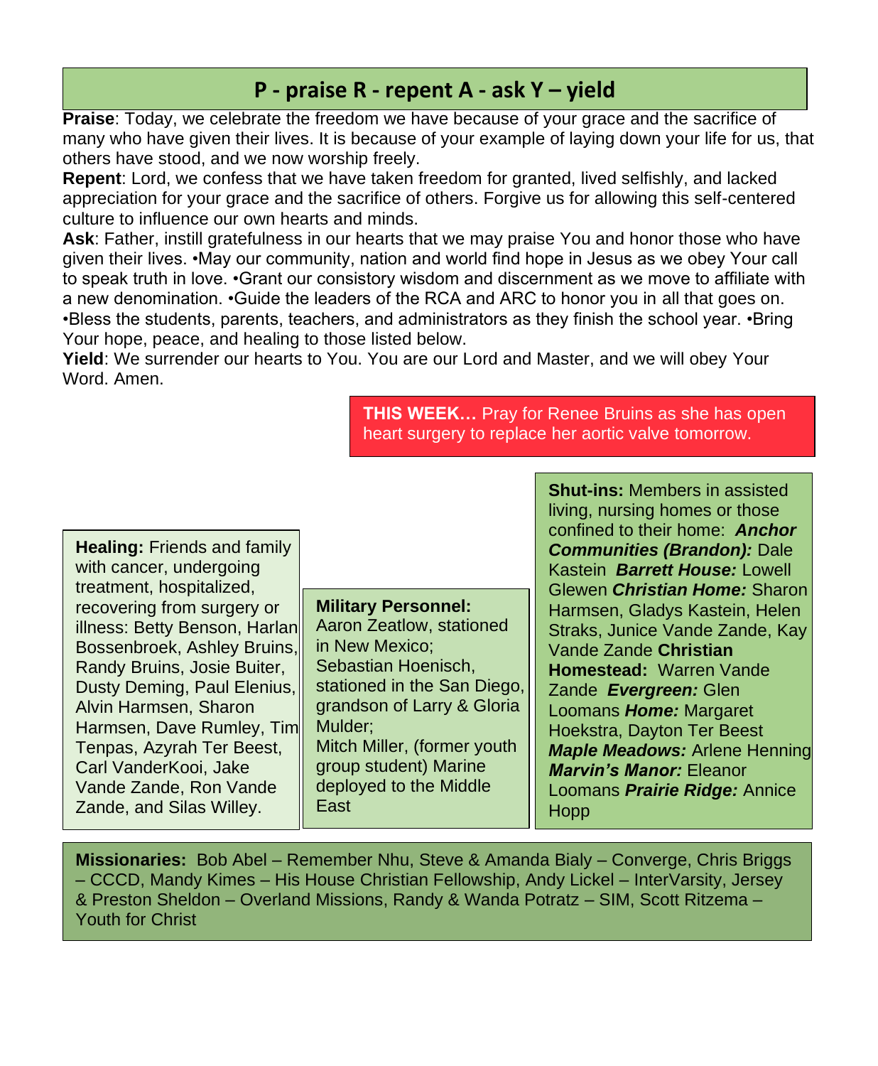## P - praise R - repent A - ask Y – yield

**Praise**: Today, we celebrate the freedom we have because of your grace and the sacrifice of many who have given their lives. It is because of your example of laying down your life for us, that others have stood, and we now worship freely.

**Repent**: Lord, we confess that we have taken freedom for granted, lived selfishly, and lacked appreciation for your grace and the sacrifice of others. Forgive us for allowing this self-centered culture to influence our own hearts and minds.

**Ask**: Father, instill gratefulness in our hearts that we may praise You and honor those who have given their lives. •May our community, nation and world find hope in Jesus as we obey Your call to speak truth in love. •Grant our consistory wisdom and discernment as we move to affiliate with a new denomination. •Guide the leaders of the RCA and ARC to honor you in all that goes on. •Bless the students, parents, teachers, and administrators as they finish the school year. •Bring Your hope, peace, and healing to those listed below.

**Yield**: We surrender our hearts to You. You are our Lord and Master, and we will obey Your Word. Amen.

**THIS WEEK…** Pray for Renee Bruins as she has open heart surgery to replace her aortic valve tomorrow.

**Healing:** Friends and family with cancer, undergoing treatment, hospitalized, recovering from surgery or illness: Betty Benson, Harlan Bossenbroek, Ashley Bruins, Randy Bruins, Josie Buiter, Dusty Deming, Paul Elenius, Alvin Harmsen, Sharon Harmsen, Dave Rumley, Tim Tenpas, Azyrah Ter Beest, Carl VanderKooi, Jake Vande Zande, Ron Vande Zande, and Silas Willey.

**Military Personnel:** Aaron Zeatlow, stationed in New Mexico; Sebastian Hoenisch, stationed in the San Diego, grandson of Larry & Gloria Mulder; Mitch Miller, (former youth group student) Marine deployed to the Middle East

**Shut-ins:** Members in assisted living, nursing homes or those confined to their home: ***Anchor Communities (Brandon):*** Dale Kastein ***Barrett House:*** Lowell Glewen ***Christian Home:*** Sharon Harmsen, Gladys Kastein, Helen Straks, Junice Vande Zande, Kay Vande Zande **Christian Homestead:** Warren Vande Zande ***Evergreen:*** Glen Loomans ***Home:*** Margaret Hoekstra, Dayton Ter Beest ***Maple Meadows:*** Arlene Henning ***Marvin's Manor:*** Eleanor Loomans ***Prairie Ridge:*** Annice Hopp

**Missionaries:** Bob Abel – Remember Nhu, Steve & Amanda Bialy – Converge, Chris Briggs – CCCD, Mandy Kimes – His House Christian Fellowship, Andy Lickel – InterVarsity, Jersey & Preston Sheldon – Overland Missions, Randy & Wanda Potratz – SIM, Scott Ritzema – Youth for Christ